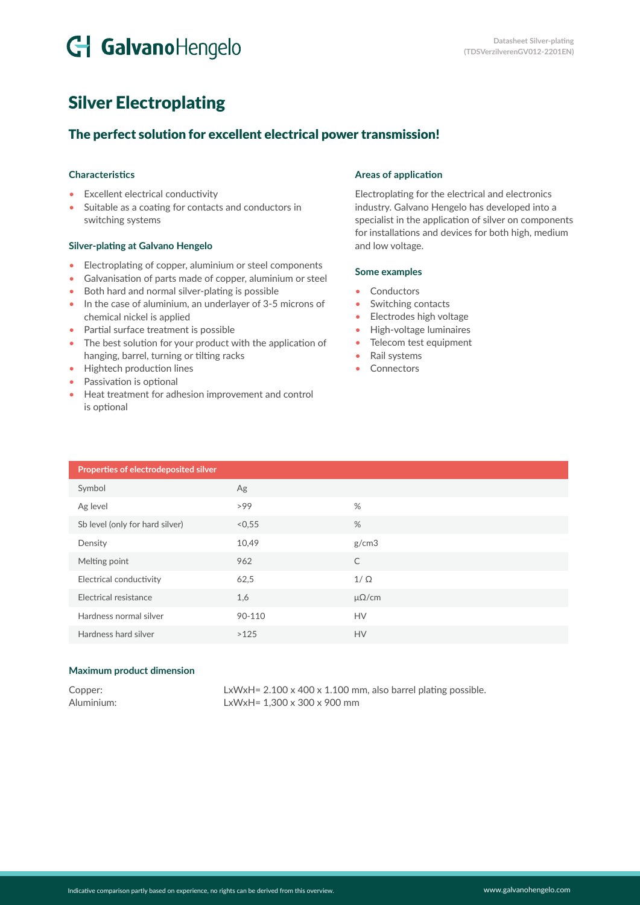# Silver Electroplating

## The perfect solution for excellent electrical power transmission!

### Characteristics

- Excellent electrical conductivity
- Suitable as a coating for contacts and conductors in switching systems

### Silver-plating at Galvano Hengelo

- Electroplating of copper, aluminium or steel components
- Galvanisation of parts made of copper, aluminium or steel
- Both hard and normal silver-plating is possible
- In the case of aluminium, an underlayer of 3-5 microns of chemical nickel is applied
- Partial surface treatment is possible
- The best solution for your product with the application of hanging, barrel, turning or tilting racks
- Hightech production lines
- Passivation is optional
- Heat treatment for adhesion improvement and control is optional

### Areas of application

Electroplating for the electrical and electronics industry. Galvano Hengelo has developed into a specialist in the application of silver on components for installations and devices for both high, medium and low voltage.

### Some examples

- Conductors
- Switching contacts
- Electrodes high voltage
- High-voltage luminaires
- Telecom test equipment
- Rail systems
- Connectors

| Properties of electrodeposited silver | | |
|---|---|---|
| Symbol | Ag | |
| Ag level | >99 | % |
| Sb level (only for hard silver) | <0,55 | % |
| Density | 10,49 | g/cm3 |
| Melting point | 962 | C |
| Electrical conductivity | 62,5 | 1/ Ω |
| Electrical resistance | 1,6 | μΩ/cm |
| Hardness normal silver | 90-110 | HV |
| Hardness hard silver | >125 | HV |

### Maximum product dimension

Copper: LxWxH= 2.100 x 400 x 1.100 mm, also barrel plating possible.
Aluminium: LxWxH= 1,300 x 300 x 900 mm

Indicative comparison partly based on experience, no rights can be derived from this overview.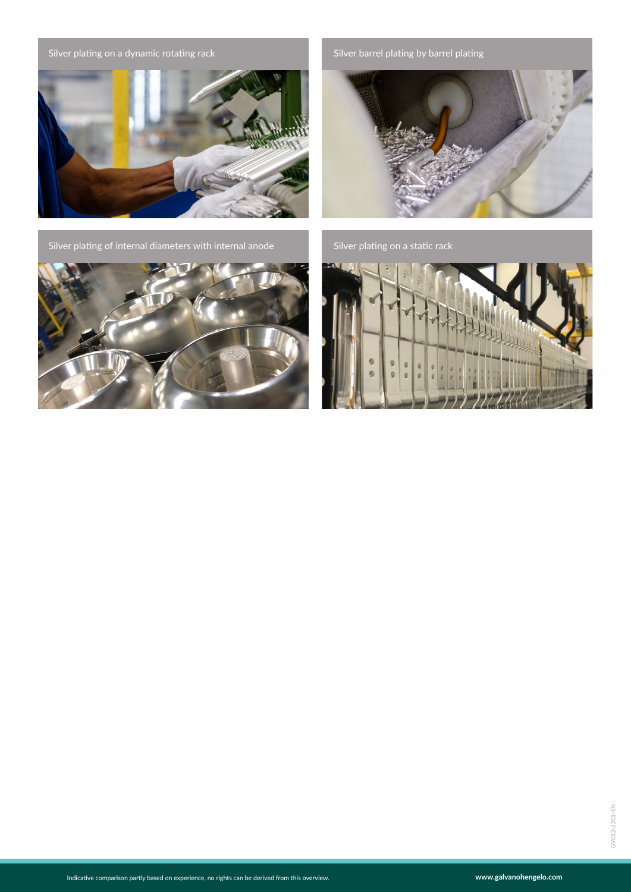Silver plating on a dynamic rotating rack

Silver barrel plating by barrel plating

Silver plating of internal diameters with internal anode

Silver plating on a static rack

Indicative comparison partly based on experience, no rights can be derived from this overview.

www.galvanohengelo.com

GV012-2201-EN